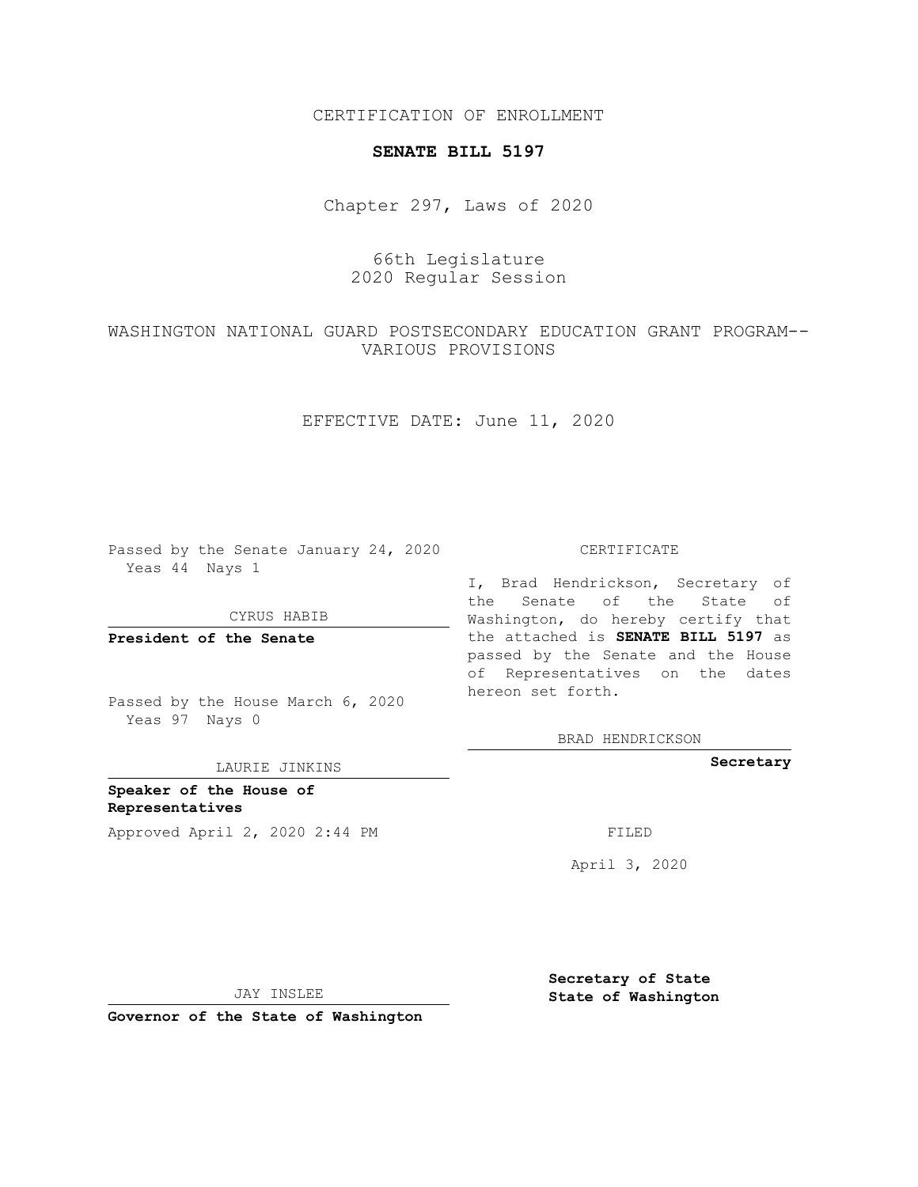CERTIFICATION OF ENROLLMENT

# SENATE BILL 5197

Chapter 297, Laws of 2020

66th Legislature
2020 Regular Session

WASHINGTON NATIONAL GUARD POSTSECONDARY EDUCATION GRANT PROGRAM--VARIOUS PROVISIONS

EFFECTIVE DATE: June 11, 2020

Passed by the Senate January 24, 2020
Yeas 44 Nays 1

CYRUS HABIB

**President of the Senate**

Passed by the House March 6, 2020
Yeas 97 Nays 0

LAURIE JINKINS

**Speaker of the House of Representatives**

Approved April 2, 2020 2:44 PM

JAY INSLEE

**Governor of the State of Washington**

CERTIFICATE

I, Brad Hendrickson, Secretary of the Senate of the State of Washington, do hereby certify that the attached is **SENATE BILL 5197** as passed by the Senate and the House of Representatives on the dates hereon set forth.

BRAD HENDRICKSON

**Secretary**

FILED

April 3, 2020

**Secretary of State**
**State of Washington**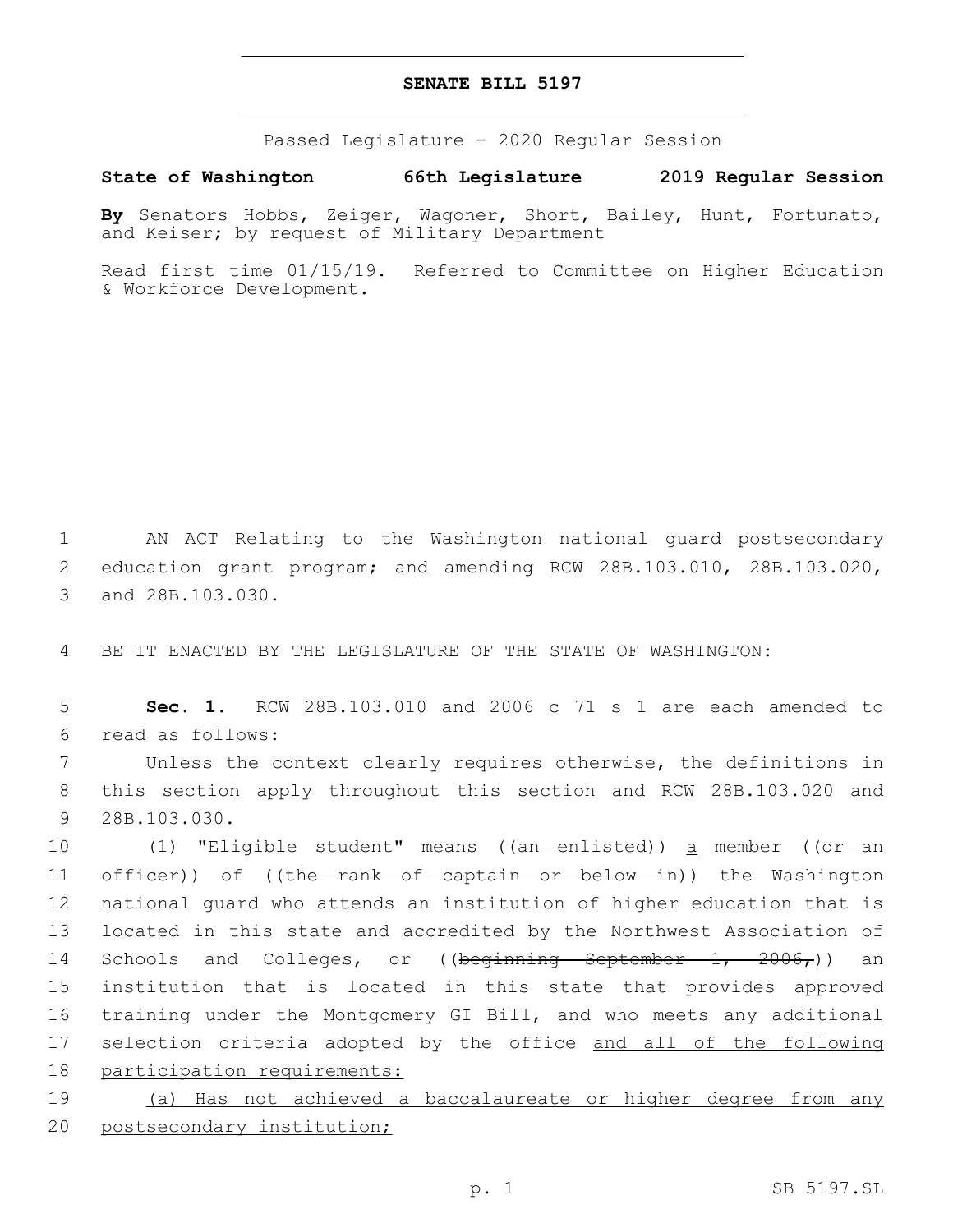# SENATE BILL 5197

Passed Legislature - 2020 Regular Session

**State of Washington 66th Legislature 2019 Regular Session**

**By** Senators Hobbs, Zeiger, Wagoner, Short, Bailey, Hunt, Fortunato, and Keiser; by request of Military Department

Read first time 01/15/19. Referred to Committee on Higher Education & Workforce Development.

1 AN ACT Relating to the Washington national guard postsecondary 2 education grant program; and amending RCW 28B.103.010, 28B.103.020, 3 and 28B.103.030.

4 BE IT ENACTED BY THE LEGISLATURE OF THE STATE OF WASHINGTON:

5 **Sec. 1.** RCW 28B.103.010 and 2006 c 71 s 1 are each amended to 6 read as follows:

7 Unless the context clearly requires otherwise, the definitions in 8 this section apply throughout this section and RCW 28B.103.020 and 9 28B.103.030.

10 (1) "Eligible student" means ((~~an enlisted~~)) a member ((~~or an~~ 11 ~~officer~~)) of ((~~the rank of captain or below in~~)) the Washington 12 national guard who attends an institution of higher education that is 13 located in this state and accredited by the Northwest Association of 14 Schools and Colleges, or ((~~beginning September 1, 2006,~~)) an 15 institution that is located in this state that provides approved 16 training under the Montgomery GI Bill, and who meets any additional 17 selection criteria adopted by the office and all of the following 18 participation requirements:

19 (a) Has not achieved a baccalaureate or higher degree from any 20 postsecondary institution;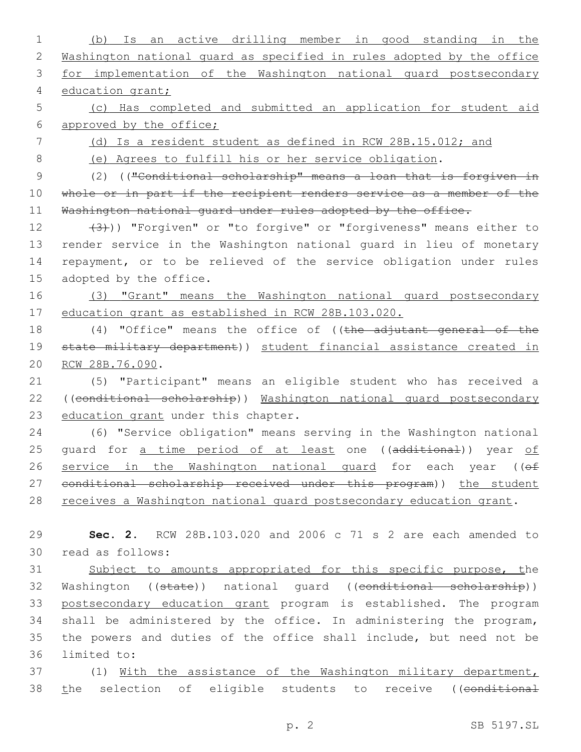(b) Is an active drilling member in good standing in the Washington national guard as specified in rules adopted by the office for implementation of the Washington national guard postsecondary education grant;

(c) Has completed and submitted an application for student aid approved by the office;

(d) Is a resident student as defined in RCW 28B.15.012; and

(e) Agrees to fulfill his or her service obligation.

(2) (("Conditional scholarship" means a loan that is forgiven in whole or in part if the recipient renders service as a member of the Washington national guard under rules adopted by the office.

(3))) "Forgiven" or "to forgive" or "forgiveness" means either to render service in the Washington national guard in lieu of monetary repayment, or to be relieved of the service obligation under rules adopted by the office.

(3) "Grant" means the Washington national guard postsecondary education grant as established in RCW 28B.103.020.

(4) "Office" means the office of ((the adjutant general of the state military department)) student financial assistance created in RCW 28B.76.090.

(5) "Participant" means an eligible student who has received a ((conditional scholarship)) Washington national guard postsecondary education grant under this chapter.

(6) "Service obligation" means serving in the Washington national guard for a time period of at least one ((additional)) year of service in the Washington national guard for each year ((of conditional scholarship received under this program)) the student receives a Washington national guard postsecondary education grant.

**Sec. 2.** RCW 28B.103.020 and 2006 c 71 s 2 are each amended to read as follows:

Subject to amounts appropriated for this specific purpose, the Washington ((state)) national guard ((conditional scholarship)) postsecondary education grant program is established. The program shall be administered by the office. In administering the program, the powers and duties of the office shall include, but need not be limited to:

(1) With the assistance of the Washington military department, the selection of eligible students to receive ((conditional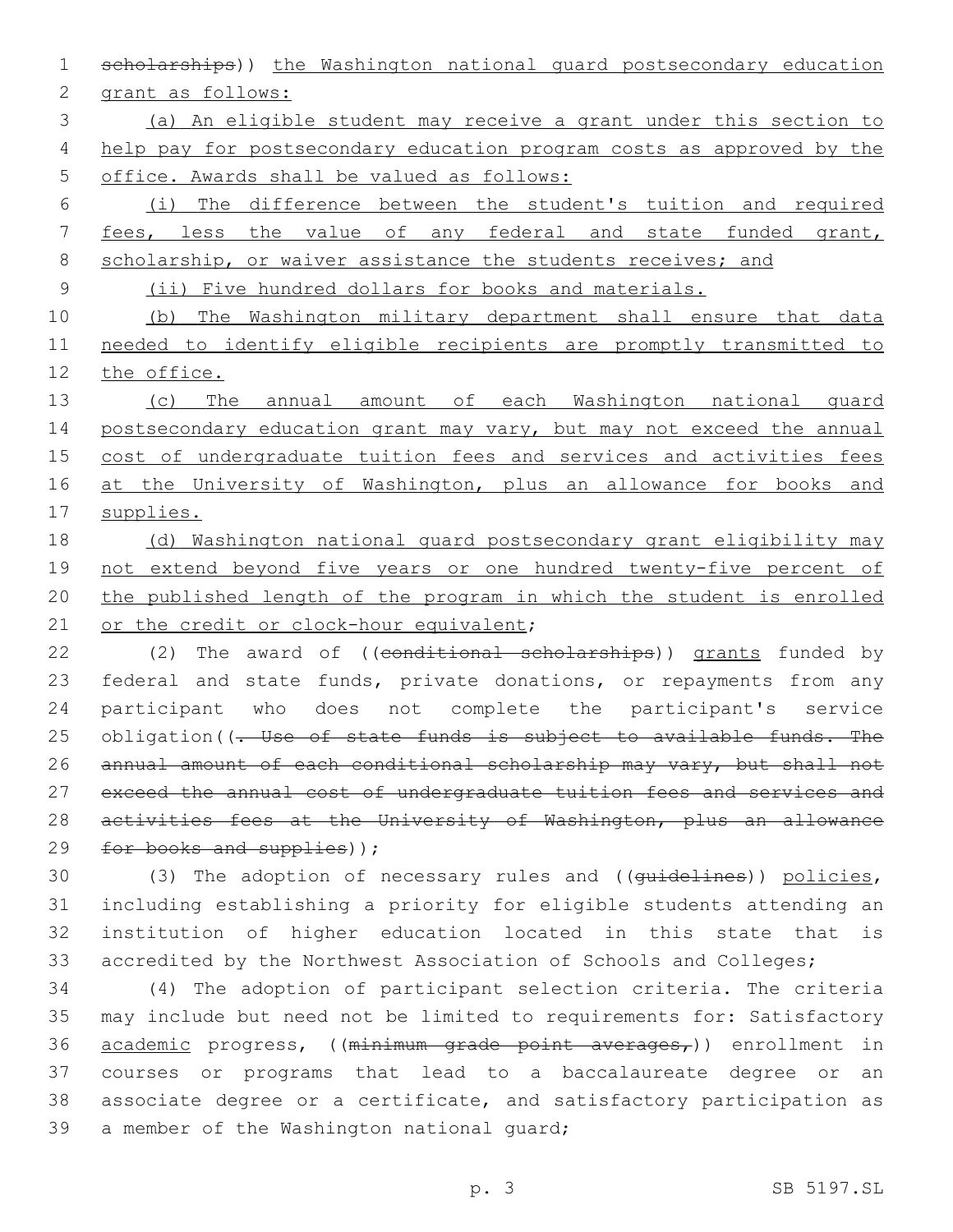~~scholarships~~)) the Washington national guard postsecondary education grant as follows:

(a) An eligible student may receive a grant under this section to help pay for postsecondary education program costs as approved by the office. Awards shall be valued as follows:

(i) The difference between the student's tuition and required fees, less the value of any federal and state funded grant, scholarship, or waiver assistance the students receives; and

(ii) Five hundred dollars for books and materials.

(b) The Washington military department shall ensure that data needed to identify eligible recipients are promptly transmitted to the office.

(c) The annual amount of each Washington national guard postsecondary education grant may vary, but may not exceed the annual cost of undergraduate tuition fees and services and activities fees at the University of Washington, plus an allowance for books and supplies.

(d) Washington national guard postsecondary grant eligibility may not extend beyond five years or one hundred twenty-five percent of the published length of the program in which the student is enrolled or the credit or clock-hour equivalent;

(2) The award of ((~~conditional scholarships~~)) grants funded by federal and state funds, private donations, or repayments from any participant who does not complete the participant's service obligation((~~. Use of state funds is subject to available funds. The annual amount of each conditional scholarship may vary, but shall not exceed the annual cost of undergraduate tuition fees and services and activities fees at the University of Washington, plus an allowance for books and supplies~~));

(3) The adoption of necessary rules and ((~~guidelines~~)) policies, including establishing a priority for eligible students attending an institution of higher education located in this state that is accredited by the Northwest Association of Schools and Colleges;

(4) The adoption of participant selection criteria. The criteria may include but need not be limited to requirements for: Satisfactory academic progress, ((~~minimum grade point averages,~~)) enrollment in courses or programs that lead to a baccalaureate degree or an associate degree or a certificate, and satisfactory participation as a member of the Washington national guard;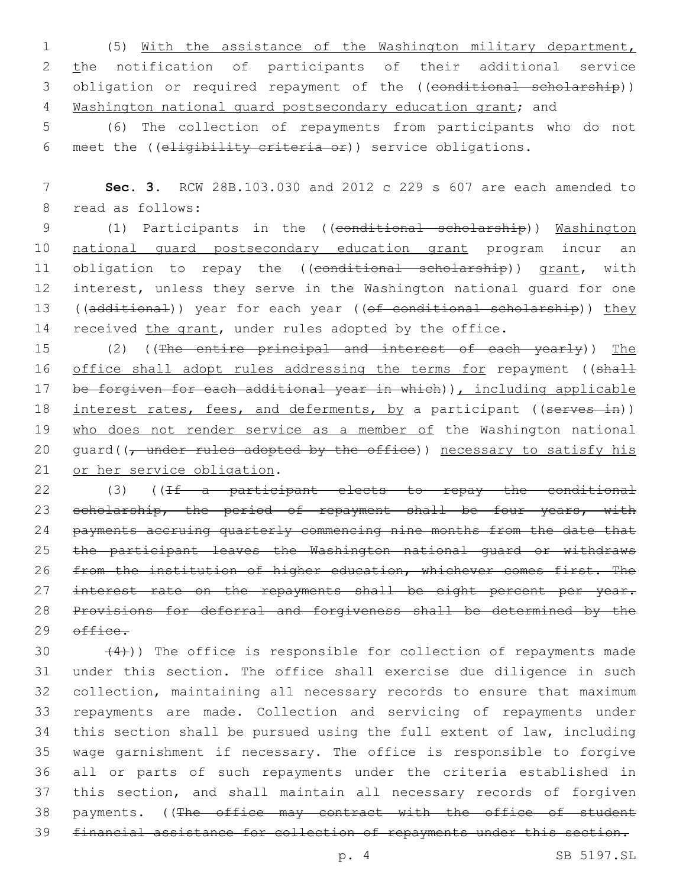(5) With the assistance of the Washington military department, the notification of participants of their additional service obligation or required repayment of the ((~~conditional scholarship~~)) Washington national guard postsecondary education grant; and

(6) The collection of repayments from participants who do not meet the ((~~eligibility criteria or~~)) service obligations.

**Sec. 3.** RCW 28B.103.030 and 2012 c 229 s 607 are each amended to read as follows:

(1) Participants in the ((~~conditional scholarship~~)) Washington national guard postsecondary education grant program incur an obligation to repay the ((~~conditional scholarship~~)) grant, with interest, unless they serve in the Washington national guard for one ((~~additional~~)) year for each year ((~~of conditional scholarship~~)) they received the grant, under rules adopted by the office.

(2) ((~~The entire principal and interest of each yearly~~)) The office shall adopt rules addressing the terms for repayment ((~~shall be forgiven for each additional year in which~~)), including applicable interest rates, fees, and deferments, by a participant ((~~serves in~~)) who does not render service as a member of the Washington national guard((~~, under rules adopted by the office~~)) necessary to satisfy his or her service obligation.

(3) ((~~If a participant elects to repay the conditional scholarship, the period of repayment shall be four years, with payments accruing quarterly commencing nine months from the date that the participant leaves the Washington national guard or withdraws from the institution of higher education, whichever comes first. The interest rate on the repayments shall be eight percent per year. Provisions for deferral and forgiveness shall be determined by the office.~~

~~(4)~~)) The office is responsible for collection of repayments made under this section. The office shall exercise due diligence in such collection, maintaining all necessary records to ensure that maximum repayments are made. Collection and servicing of repayments under this section shall be pursued using the full extent of law, including wage garnishment if necessary. The office is responsible to forgive all or parts of such repayments under the criteria established in this section, and shall maintain all necessary records of forgiven payments. ((~~The office may contract with the office of student financial assistance for collection of repayments under this section.~~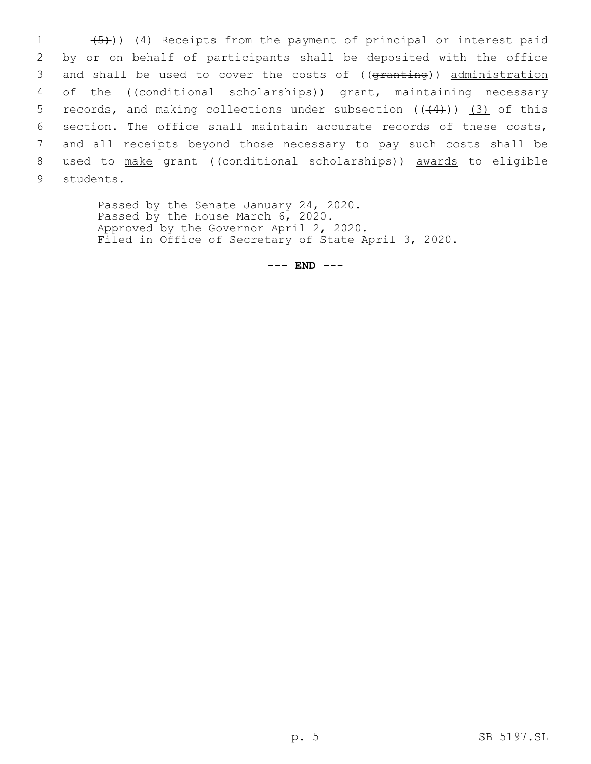((~~(5)~~)) <u>(4)</u> Receipts from the payment of principal or interest paid by or on behalf of participants shall be deposited with the office and shall be used to cover the costs of ((~~granting~~)) <u>administration of</u> the ((~~conditional scholarships~~)) <u>grant</u>, maintaining necessary records, and making collections under subsection ((~~(4)~~)) <u>(3)</u> of this section. The office shall maintain accurate records of these costs, and all receipts beyond those necessary to pay such costs shall be used to <u>make</u> grant ((~~conditional scholarships~~)) <u>awards</u> to eligible students.

Passed by the Senate January 24, 2020.
Passed by the House March 6, 2020.
Approved by the Governor April 2, 2020.
Filed in Office of Secretary of State April 3, 2020.

**--- END ---**